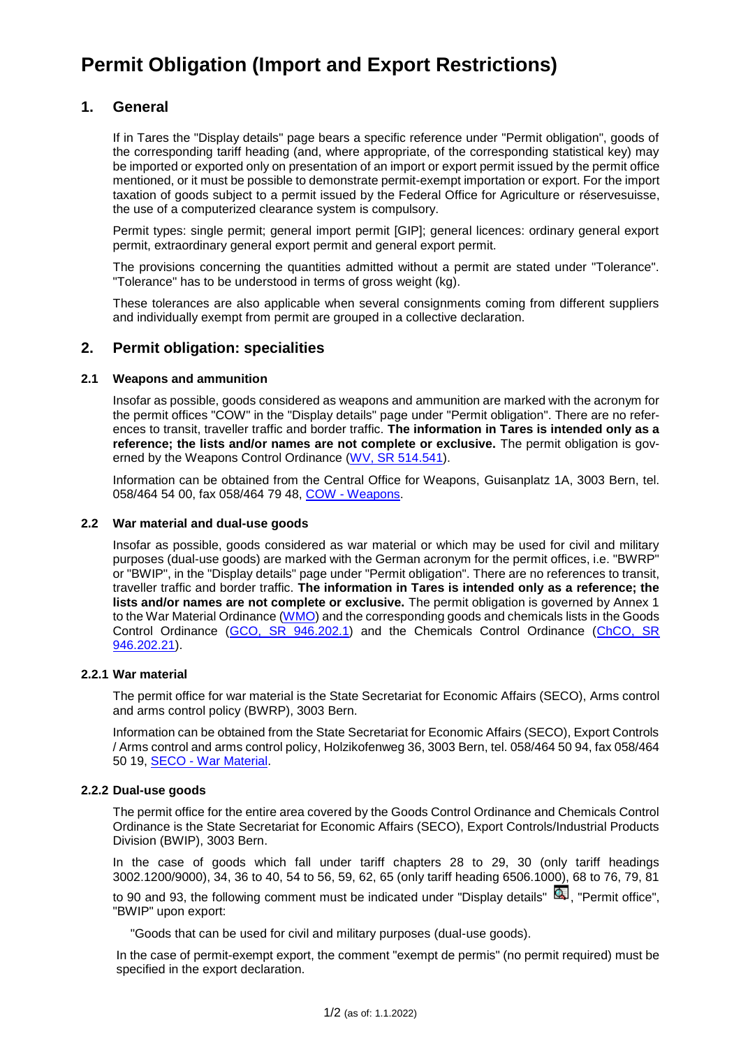# Permit Obligation (Import and Export Restrictions)

## 1. General

If in Tares the "Display details" page bears a specific reference under "Permit obligation", goods of the corresponding tariff heading (and, where appropriate, of the corresponding statistical key) may be imported or exported only on presentation of an import or export permit issued by the permit office mentioned, or it must be possible to demonstrate permit-exempt importation or export. For the import taxation of goods subject to a permit issued by the Federal Office for Agriculture or réservesuisse, the use of a computerized clearance system is compulsory.

Permit types: single permit; general import permit [GIP]; general licences: ordinary general export permit, extraordinary general export permit and general export permit.

The provisions concerning the quantities admitted without a permit are stated under "Tolerance". "Tolerance" has to be understood in terms of gross weight (kg).

These tolerances are also applicable when several consignments coming from different suppliers and individually exempt from permit are grouped in a collective declaration.

## 2. Permit obligation: specialities

### 2.1 Weapons and ammunition

Insofar as possible, goods considered as weapons and ammunition are marked with the acronym for the permit offices "COW" in the "Display details" page under "Permit obligation". There are no references to transit, traveller traffic and border traffic. **The information in Tares is intended only as a reference; the lists and/or names are not complete or exclusive.** The permit obligation is governed by the Weapons Control Ordinance (WV, SR 514.541).

Information can be obtained from the Central Office for Weapons, Guisanplatz 1A, 3003 Bern, tel. 058/464 54 00, fax 058/464 79 48, COW - Weapons.

### 2.2 War material and dual-use goods

Insofar as possible, goods considered as war material or which may be used for civil and military purposes (dual-use goods) are marked with the German acronym for the permit offices, i.e. "BWRP" or "BWIP", in the "Display details" page under "Permit obligation". There are no references to transit, traveller traffic and border traffic. **The information in Tares is intended only as a reference; the lists and/or names are not complete or exclusive.** The permit obligation is governed by Annex 1 to the War Material Ordinance (WMO) and the corresponding goods and chemicals lists in the Goods Control Ordinance (GCO, SR 946.202.1) and the Chemicals Control Ordinance (ChCO, SR 946.202.21).

#### 2.2.1 War material

The permit office for war material is the State Secretariat for Economic Affairs (SECO), Arms control and arms control policy (BWRP), 3003 Bern.

Information can be obtained from the State Secretariat for Economic Affairs (SECO), Export Controls / Arms control and arms control policy, Holzikofenweg 36, 3003 Bern, tel. 058/464 50 94, fax 058/464 50 19, SECO - War Material.

#### 2.2.2 Dual-use goods

The permit office for the entire area covered by the Goods Control Ordinance and Chemicals Control Ordinance is the State Secretariat for Economic Affairs (SECO), Export Controls/Industrial Products Division (BWIP), 3003 Bern.

In the case of goods which fall under tariff chapters 28 to 29, 30 (only tariff headings 3002.1200/9000), 34, 36 to 40, 54 to 56, 59, 62, 65 (only tariff heading 6506.1000), 68 to 76, 79, 81 to 90 and 93, the following comment must be indicated under "Display details", "Permit office", "BWIP" upon export:

"Goods that can be used for civil and military purposes (dual-use goods).

In the case of permit-exempt export, the comment "exempt de permis" (no permit required) must be specified in the export declaration.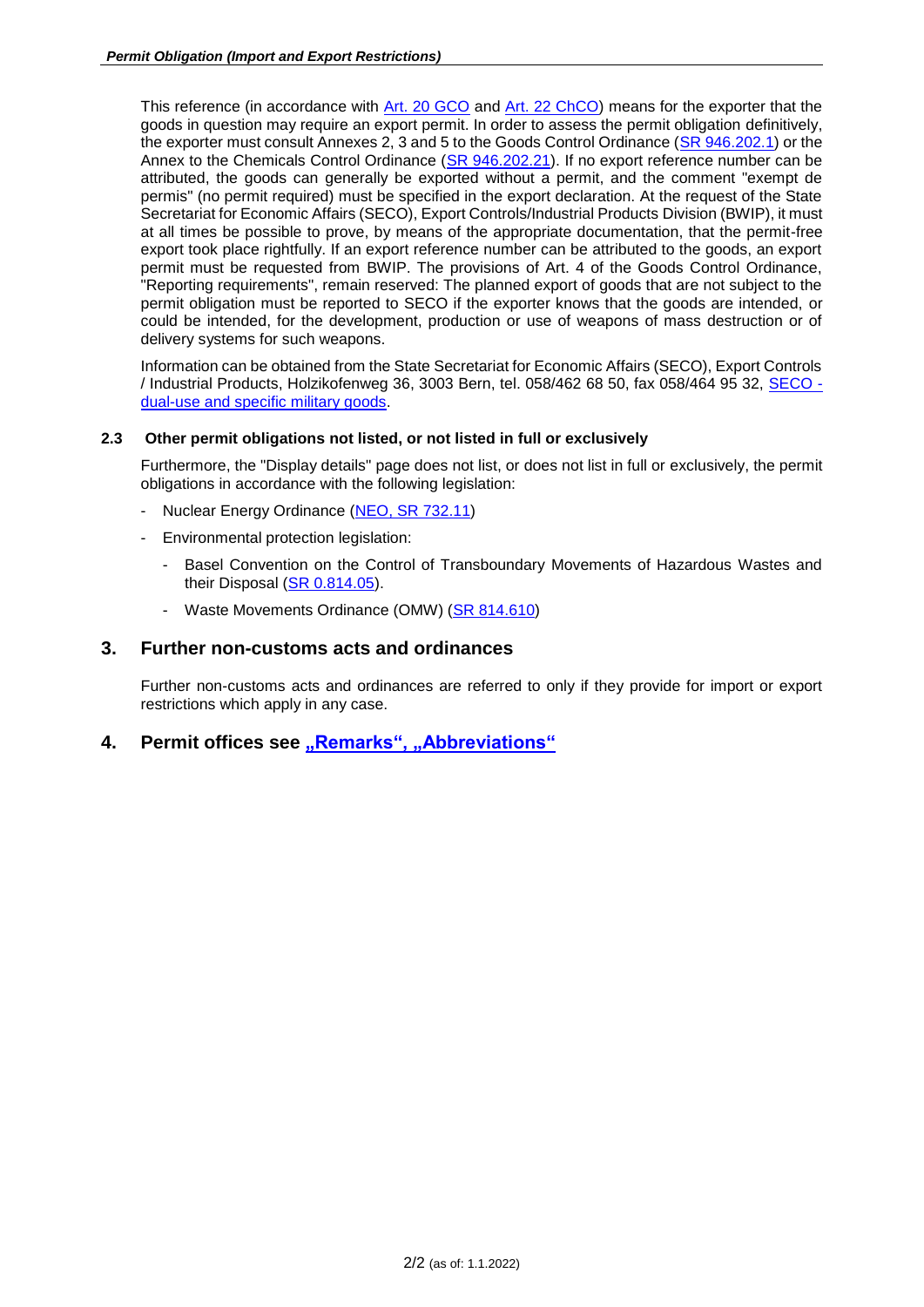This reference (in accordance with Art. 20 GCO and Art. 22 ChCO) means for the exporter that the goods in question may require an export permit. In order to assess the permit obligation definitively, the exporter must consult Annexes 2, 3 and 5 to the Goods Control Ordinance (SR 946.202.1) or the Annex to the Chemicals Control Ordinance (SR 946.202.21). If no export reference number can be attributed, the goods can generally be exported without a permit, and the comment "exempt de permis" (no permit required) must be specified in the export declaration. At the request of the State Secretariat for Economic Affairs (SECO), Export Controls/Industrial Products Division (BWIP), it must at all times be possible to prove, by means of the appropriate documentation, that the permit-free export took place rightfully. If an export reference number can be attributed to the goods, an export permit must be requested from BWIP. The provisions of Art. 4 of the Goods Control Ordinance, "Reporting requirements", remain reserved: The planned export of goods that are not subject to the permit obligation must be reported to SECO if the exporter knows that the goods are intended, or could be intended, for the development, production or use of weapons of mass destruction or of delivery systems for such weapons.

Information can be obtained from the State Secretariat for Economic Affairs (SECO), Export Controls / Industrial Products, Holzikofenweg 36, 3003 Bern, tel. 058/462 68 50, fax 058/464 95 32, SECO - dual-use and specific military goods.

### 2.3 Other permit obligations not listed, or not listed in full or exclusively

Furthermore, the "Display details" page does not list, or does not list in full or exclusively, the permit obligations in accordance with the following legislation:

- Nuclear Energy Ordinance (NEO, SR 732.11)
- Environmental protection legislation:
  - Basel Convention on the Control of Transboundary Movements of Hazardous Wastes and their Disposal (SR 0.814.05).
  - Waste Movements Ordinance (OMW) (SR 814.610)

## 3. Further non-customs acts and ordinances

Further non-customs acts and ordinances are referred to only if they provide for import or export restrictions which apply in any case.

## 4. Permit offices see „Remarks", „Abbreviations"